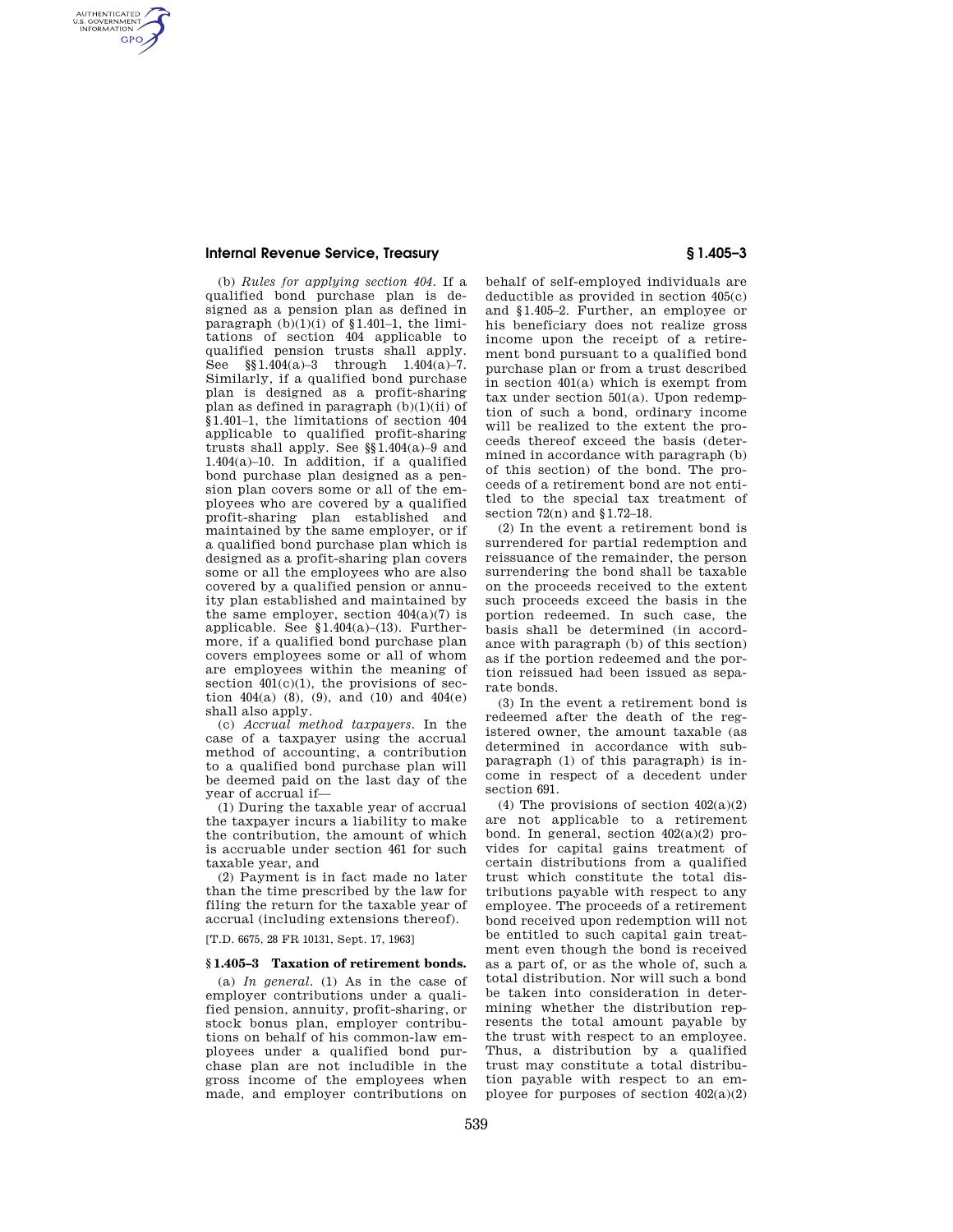(b) *Rules for applying section 404.* If a qualified bond purchase plan is designed as a pension plan as defined in paragraph (b)(1)(i) of §1.401–1, the limitations of section 404 applicable to qualified pension trusts shall apply. See §§1.404(a)–3 through 1.404(a)–7. Similarly, if a qualified bond purchase plan is designed as a profit-sharing plan as defined in paragraph (b)(1)(ii) of §1.401–1, the limitations of section 404 applicable to qualified profit-sharing trusts shall apply. See §§1.404(a)–9 and 1.404(a)–10. In addition, if a qualified bond purchase plan designed as a pension plan covers some or all of the employees who are covered by a qualified profit-sharing plan established and maintained by the same employer, or if a qualified bond purchase plan which is designed as a profit-sharing plan covers some or all the employees who are also covered by a qualified pension or annuity plan established and maintained by the same employer, section 404(a)(7) is applicable. See §1.404(a)–(13). Furthermore, if a qualified bond purchase plan covers employees some or all of whom are employees within the meaning of section 401(c)(1), the provisions of section 404(a) (8), (9), and (10) and 404(e) shall also apply.

(c) *Accrual method taxpayers.* In the case of a taxpayer using the accrual method of accounting, a contribution to a qualified bond purchase plan will be deemed paid on the last day of the year of accrual if—

(1) During the taxable year of accrual the taxpayer incurs a liability to make the contribution, the amount of which is accruable under section 461 for such taxable year, and

(2) Payment is in fact made no later than the time prescribed by the law for filing the return for the taxable year of accrual (including extensions thereof).

[T.D. 6675, 28 FR 10131, Sept. 17, 1963]

## §1.405–3 Taxation of retirement bonds.

(a) *In general.* (1) As in the case of employer contributions under a qualified pension, annuity, profit-sharing, or stock bonus plan, employer contributions on behalf of his common-law employees under a qualified bond purchase plan are not includible in the gross income of the employees when made, and employer contributions on behalf of self-employed individuals are deductible as provided in section 405(c) and §1.405–2. Further, an employee or his beneficiary does not realize gross income upon the receipt of a retirement bond pursuant to a qualified bond purchase plan or from a trust described in section 401(a) which is exempt from tax under section 501(a). Upon redemption of such a bond, ordinary income will be realized to the extent the proceeds thereof exceed the basis (determined in accordance with paragraph (b) of this section) of the bond. The proceeds of a retirement bond are not entitled to the special tax treatment of section 72(n) and §1.72–18.

(2) In the event a retirement bond is surrendered for partial redemption and reissuance of the remainder, the person surrendering the bond shall be taxable on the proceeds received to the extent such proceeds exceed the basis in the portion redeemed. In such case, the basis shall be determined (in accordance with paragraph (b) of this section) as if the portion redeemed and the portion reissued had been issued as separate bonds.

(3) In the event a retirement bond is redeemed after the death of the registered owner, the amount taxable (as determined in accordance with subparagraph (1) of this paragraph) is income in respect of a decedent under section 691.

(4) The provisions of section 402(a)(2) are not applicable to a retirement bond. In general, section 402(a)(2) provides for capital gains treatment of certain distributions from a qualified trust which constitute the total distributions payable with respect to any employee. The proceeds of a retirement bond received upon redemption will not be entitled to such capital gain treatment even though the bond is received as a part of, or as the whole of, such a total distribution. Nor will such a bond be taken into consideration in determining whether the distribution represents the total amount payable by the trust with respect to an employee. Thus, a distribution by a qualified trust may constitute a total distribution payable with respect to an employee for purposes of section 402(a)(2)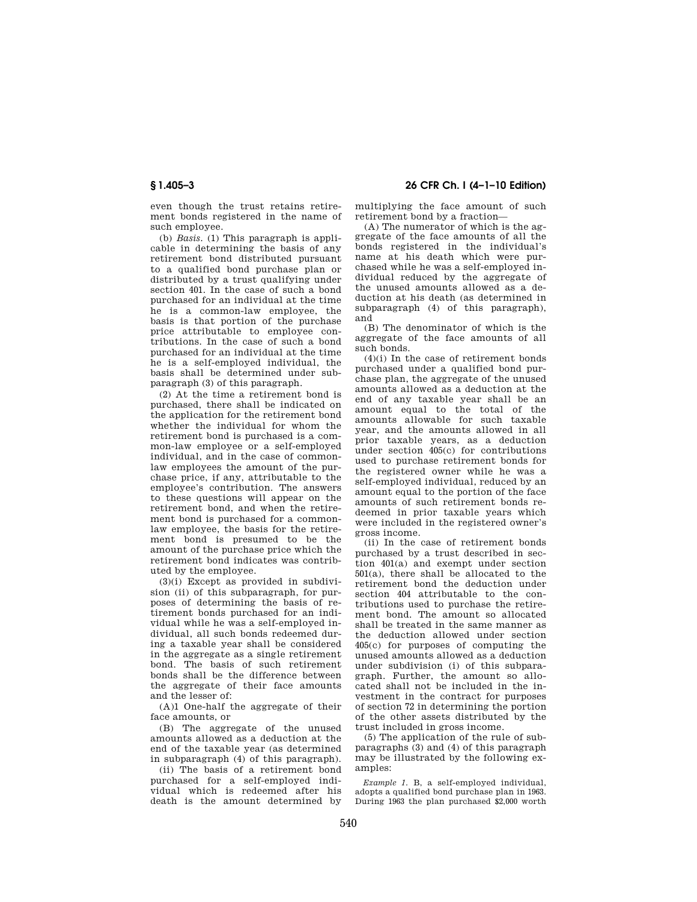even though the trust retains retirement bonds registered in the name of such employee.

(b) *Basis.* (1) This paragraph is applicable in determining the basis of any retirement bond distributed pursuant to a qualified bond purchase plan or distributed by a trust qualifying under section 401. In the case of such a bond purchased for an individual at the time he is a common-law employee, the basis is that portion of the purchase price attributable to employee contributions. In the case of such a bond purchased for an individual at the time he is a self-employed individual, the basis shall be determined under subparagraph (3) of this paragraph.

(2) At the time a retirement bond is purchased, there shall be indicated on the application for the retirement bond whether the individual for whom the retirement bond is purchased is a common-law employee or a self-employed individual, and in the case of common-law employees the amount of the purchase price, if any, attributable to the employee's contribution. The answers to these questions will appear on the retirement bond, and when the retirement bond is purchased for a common-law employee, the basis for the retirement bond is presumed to be the amount of the purchase price which the retirement bond indicates was contributed by the employee.

(3)(i) Except as provided in subdivision (ii) of this subparagraph, for purposes of determining the basis of retirement bonds purchased for an individual while he was a self-employed individual, all such bonds redeemed during a taxable year shall be considered in the aggregate as a single retirement bond. The basis of such retirement bonds shall be the difference between the aggregate of their face amounts and the lesser of:

(A)1 One-half the aggregate of their face amounts, or

(B) The aggregate of the unused amounts allowed as a deduction at the end of the taxable year (as determined in subparagraph (4) of this paragraph).

(ii) The basis of a retirement bond purchased for a self-employed individual which is redeemed after his death is the amount determined by multiplying the face amount of such retirement bond by a fraction—

(A) The numerator of which is the aggregate of the face amounts of all the bonds registered in the individual's name at his death which were purchased while he was a self-employed individual reduced by the aggregate of the unused amounts allowed as a deduction at his death (as determined in subparagraph (4) of this paragraph), and

(B) The denominator of which is the aggregate of the face amounts of all such bonds.

(4)(i) In the case of retirement bonds purchased under a qualified bond purchase plan, the aggregate of the unused amounts allowed as a deduction at the end of any taxable year shall be an amount equal to the total of the amounts allowable for such taxable year, and the amounts allowed in all prior taxable years, as a deduction under section 405(c) for contributions used to purchase retirement bonds for the registered owner while he was a self-employed individual, reduced by an amount equal to the portion of the face amounts of such retirement bonds redeemed in prior taxable years which were included in the registered owner's gross income.

(ii) In the case of retirement bonds purchased by a trust described in section 401(a) and exempt under section 501(a), there shall be allocated to the retirement bond the deduction under section 404 attributable to the contributions used to purchase the retirement bond. The amount so allocated shall be treated in the same manner as the deduction allowed under section 405(c) for purposes of computing the unused amounts allowed as a deduction under subdivision (i) of this subparagraph. Further, the amount so allocated shall not be included in the investment in the contract for purposes of section 72 in determining the portion of the other assets distributed by the trust included in gross income.

(5) The application of the rule of subparagraphs (3) and (4) of this paragraph may be illustrated by the following examples:

*Example 1.* B, a self-employed individual, adopts a qualified bond purchase plan in 1963. During 1963 the plan purchased $2,000 worth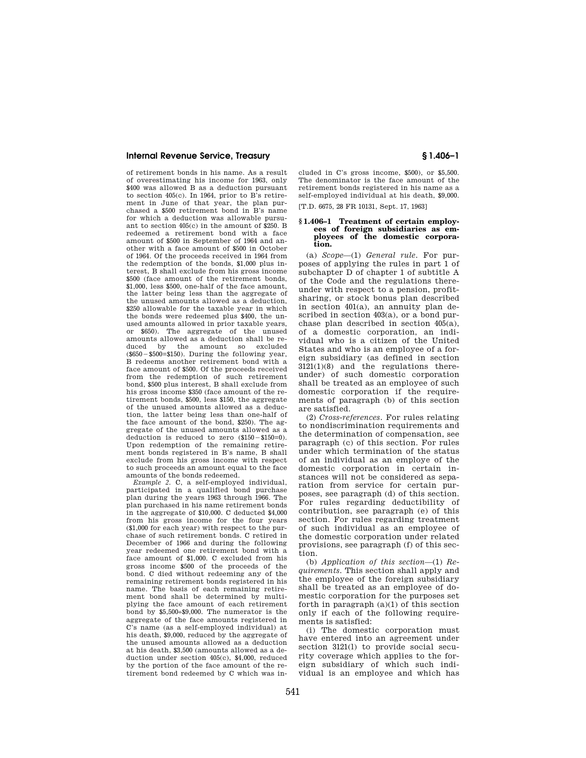of retirement bonds in his name. As a result of overestimating his income for 1963, only $400 was allowed B as a deduction pursuant to section 405(c). In 1964, prior to B's retirement in June of that year, the plan purchased a $500 retirement bond in B's name for which a deduction was allowable pursuant to section 405(c) in the amount of $250. B redeemed a retirement bond with a face amount of $500 in September of 1964 and another with a face amount of $500 in October of 1964. Of the proceeds received in 1964 from the redemption of the bonds, $1,000 plus interest, B shall exclude from his gross income $500 (face amount of the retirement bonds, $1,000, less $500, one-half of the face amount, the latter being less than the aggregate of the unused amounts allowed as a deduction, $250 allowable for the taxable year in which the bonds were redeemed plus $400, the unused amounts allowed in prior taxable years, or $650). The aggregate of the unused amounts allowed as a deduction shall be reduced by the amount so excluded ($650−$500=$150). During the following year, B redeems another retirement bond with a face amount of $500. Of the proceeds received from the redemption of such retirement bond, $500 plus interest, B shall exclude from his gross income $350 (face amount of the retirement bonds, $500, less $150, the aggregate of the unused amounts allowed as a deduction, the latter being less than one-half of the face amount of the bond, $250). The aggregate of the unused amounts allowed as a deduction is reduced to zero ($150−$150=0). Upon redemption of the remaining retirement bonds registered in B's name, B shall exclude from his gross income with respect to such proceeds an amount equal to the face amounts of the bonds redeemed.

*Example 2.* C, a self-employed individual, participated in a qualified bond purchase plan during the years 1963 through 1966. The plan purchased in his name retirement bonds in the aggregate of $10,000. C deducted $4,000 from his gross income for the four years ($1,000 for each year) with respect to the purchase of such retirement bonds. C retired in December of 1966 and during the following year redeemed one retirement bond with a face amount of $1,000. C excluded from his gross income $500 of the proceeds of the bond. C died without redeeming any of the remaining retirement bonds registered in his name. The basis of each remaining retirement bond shall be determined by multiplying the face amount of each retirement bond by $5,500÷$9,000. The numerator is the aggregate of the face amounts registered in C's name (as a self-employed individual) at his death, $9,000, reduced by the aggregate of the unused amounts allowed as a deduction at his death, $3,500 (amounts allowed as a deduction under section 405(c), $4,000, reduced by the portion of the face amount of the retirement bond redeemed by C which was included in C's gross income, $500), or $5,500. The denominator is the face amount of the retirement bonds registered in his name as a self-employed individual at his death, $9,000.

[T.D. 6675, 28 FR 10131, Sept. 17, 1963]

### § 1.406–1 Treatment of certain employees of foreign subsidiaries as employees of the domestic corporation.

(a) *Scope*—(1) *General rule.* For purposes of applying the rules in part 1 of subchapter D of chapter 1 of subtitle A of the Code and the regulations thereunder with respect to a pension, profit-sharing, or stock bonus plan described in section 401(a), an annuity plan described in section 403(a), or a bond purchase plan described in section 405(a), of a domestic corporation, an individual who is a citizen of the United States and who is an employee of a foreign subsidiary (as defined in section 3121(1)(8) and the regulations thereunder) of such domestic corporation shall be treated as an employee of such domestic corporation if the requirements of paragraph (b) of this section are satisfied.

(2) *Cross-references.* For rules relating to nondiscrimination requirements and the determination of compensation, see paragraph (c) of this section. For rules under which termination of the status of an individual as an employe of the domestic corporation in certain instances will not be considered as separation from service for certain purposes, see paragraph (d) of this section. For rules regarding deductibility of contribution, see paragraph (e) of this section. For rules regarding treatment of such individual as an employee of the domestic corporation under related provisions, see paragraph (f) of this section.

(b) *Application of this section*—(1) *Requirements.* This section shall apply and the employee of the foreign subsidiary shall be treated as an employee of domestic corporation for the purposes set forth in paragraph (a)(1) of this section only if each of the following requirements is satisfied:

(i) The domestic corporation must have entered into an agreement under section 3121(l) to provide social security coverage which applies to the foreign subsidiary of which such individual is an employee and which has